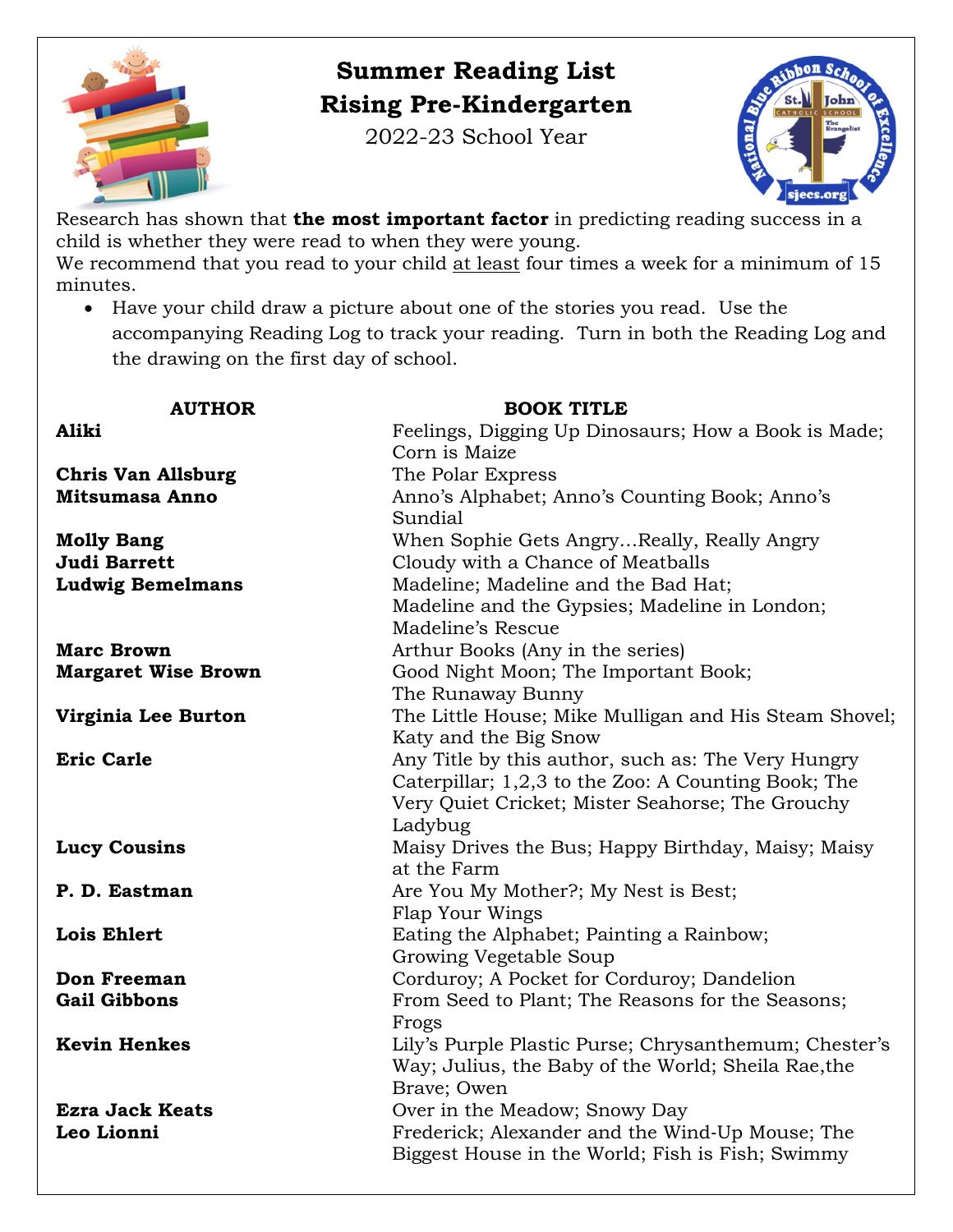# Summer Reading List
# Rising Pre-Kindergarten

2022-23 School Year

Research has shown that **the most important factor** in predicting reading success in a child is whether they were read to when they were young.

We recommend that you read to your child at least four times a week for a minimum of 15 minutes.

- Have your child draw a picture about one of the stories you read. Use the accompanying Reading Log to track your reading. Turn in both the Reading Log and the drawing on the first day of school.

| AUTHOR | BOOK TITLE |
|---|---|
| **Aliki** | Feelings, Digging Up Dinosaurs; How a Book is Made; Corn is Maize |
| **Chris Van Allsburg** | The Polar Express |
| **Mitsumasa Anno** | Anno's Alphabet; Anno's Counting Book; Anno's Sundial |
| **Molly Bang** | When Sophie Gets Angry…Really, Really Angry |
| **Judi Barrett** | Cloudy with a Chance of Meatballs |
| **Ludwig Bemelmans** | Madeline; Madeline and the Bad Hat; Madeline and the Gypsies; Madeline in London; Madeline's Rescue |
| **Marc Brown** | Arthur Books (Any in the series) |
| **Margaret Wise Brown** | Good Night Moon; The Important Book; The Runaway Bunny |
| **Virginia Lee Burton** | The Little House; Mike Mulligan and His Steam Shovel; Katy and the Big Snow |
| **Eric Carle** | Any Title by this author, such as: The Very Hungry Caterpillar; 1,2,3 to the Zoo: A Counting Book; The Very Quiet Cricket; Mister Seahorse; The Grouchy Ladybug |
| **Lucy Cousins** | Maisy Drives the Bus; Happy Birthday, Maisy; Maisy at the Farm |
| **P. D. Eastman** | Are You My Mother?; My Nest is Best; Flap Your Wings |
| **Lois Ehlert** | Eating the Alphabet; Painting a Rainbow; Growing Vegetable Soup |
| **Don Freeman** | Corduroy; A Pocket for Corduroy; Dandelion |
| **Gail Gibbons** | From Seed to Plant; The Reasons for the Seasons; Frogs |
| **Kevin Henkes** | Lily's Purple Plastic Purse; Chrysanthemum; Chester's Way; Julius, the Baby of the World; Sheila Rae,the Brave; Owen |
| **Ezra Jack Keats** | Over in the Meadow; Snowy Day |
| **Leo Lionni** | Frederick; Alexander and the Wind-Up Mouse; The Biggest House in the World; Fish is Fish; Swimmy |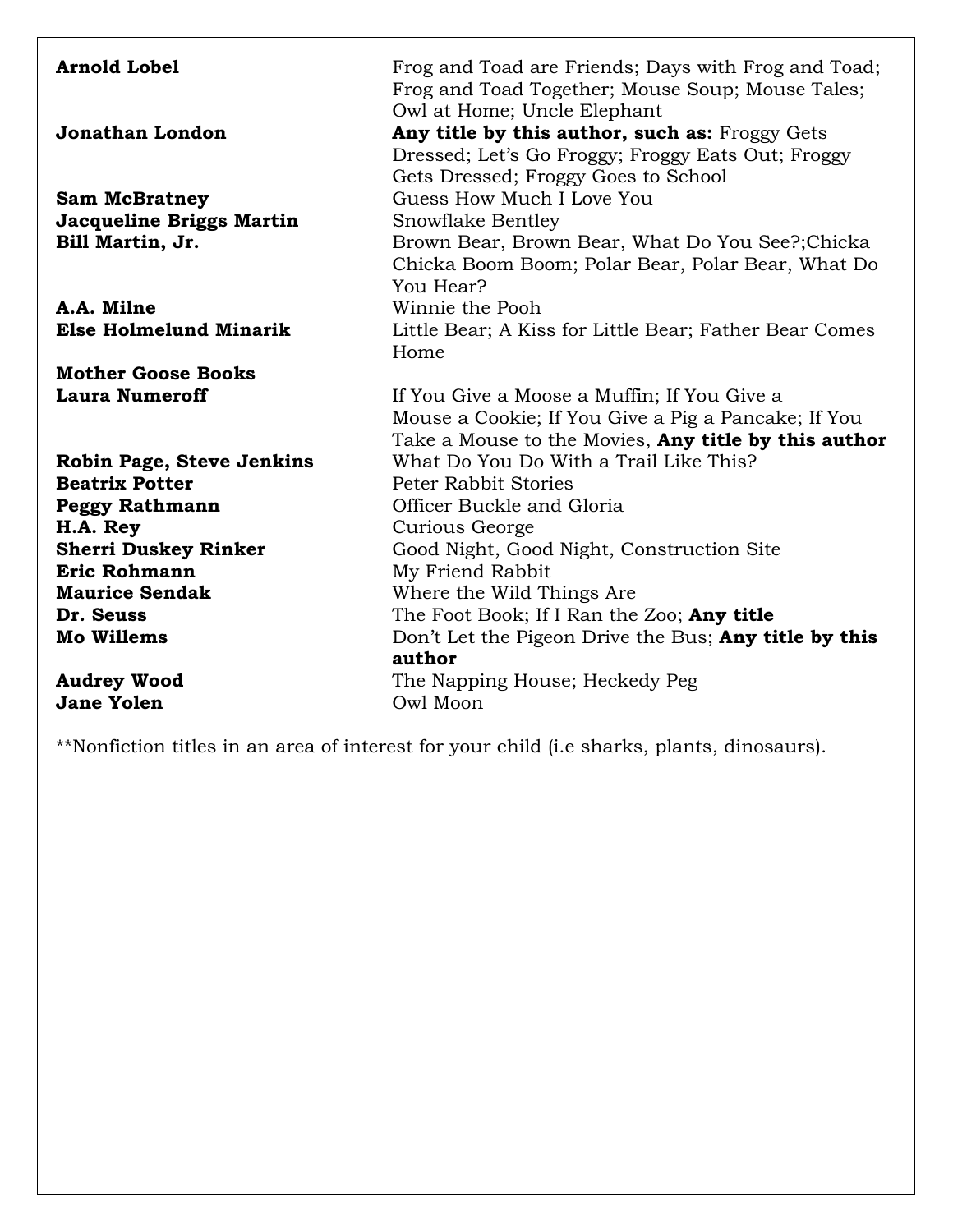| | |
|---|---|
| **Arnold Lobel** | Frog and Toad are Friends; Days with Frog and Toad; Frog and Toad Together; Mouse Soup; Mouse Tales; Owl at Home; Uncle Elephant |
| **Jonathan London** | **Any title by this author, such as:** Froggy Gets Dressed; Let's Go Froggy; Froggy Eats Out; Froggy Gets Dressed; Froggy Goes to School |
| **Sam McBratney** | Guess How Much I Love You |
| **Jacqueline Briggs Martin** | Snowflake Bentley |
| **Bill Martin, Jr.** | Brown Bear, Brown Bear, What Do You See?;Chicka Chicka Boom Boom; Polar Bear, Polar Bear, What Do You Hear? |
| **A.A. Milne** | Winnie the Pooh |
| **Else Holmelund Minarik** | Little Bear; A Kiss for Little Bear; Father Bear Comes Home |
| **Mother Goose Books** | |
| **Laura Numeroff** | If You Give a Moose a Muffin; If You Give a Mouse a Cookie; If You Give a Pig a Pancake; If You Take a Mouse to the Movies, **Any title by this author** |
| **Robin Page, Steve Jenkins** | What Do You Do With a Trail Like This? |
| **Beatrix Potter** | Peter Rabbit Stories |
| **Peggy Rathmann** | Officer Buckle and Gloria |
| **H.A. Rey** | Curious George |
| **Sherri Duskey Rinker** | Good Night, Good Night, Construction Site |
| **Eric Rohmann** | My Friend Rabbit |
| **Maurice Sendak** | Where the Wild Things Are |
| **Dr. Seuss** | The Foot Book; If I Ran the Zoo; **Any title** |
| **Mo Willems** | Don't Let the Pigeon Drive the Bus; **Any title by this author** |
| **Audrey Wood** | The Napping House; Heckedy Peg |
| **Jane Yolen** | Owl Moon |

**Nonfiction titles in an area of interest for your child (i.e sharks, plants, dinosaurs).